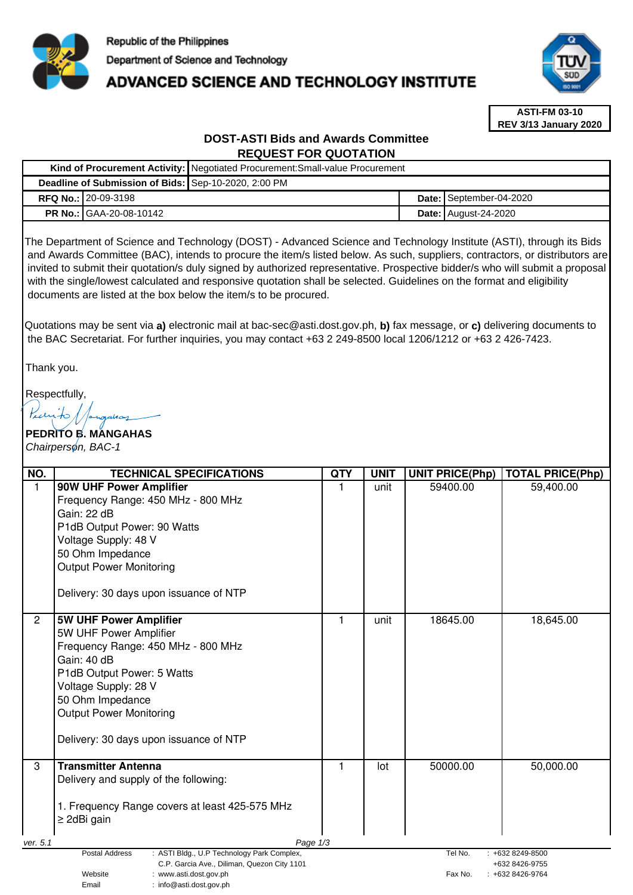Republic of the Philippines

Department of Science and Technology

# ADVANCED SCIENCE AND TECHNOLOGY INSTITUTE

| ASTI-FM 03-10 |
|---|
| REV 3/13 January 2020 |

## DOST-ASTI Bids and Awards Committee
## REQUEST FOR QUOTATION

| | | | |
|---|---|---|---|
| **Kind of Procurement Activity:** | Negotiated Procurement:Small-value Procurement | | |
| **Deadline of Submission of Bids:** | Sep-10-2020, 2:00 PM | | |
| **RFQ No.:** | 20-09-3198 | **Date:** | September-04-2020 |
| **PR No.:** | GAA-20-08-10142 | **Date:** | August-24-2020 |

The Department of Science and Technology (DOST) - Advanced Science and Technology Institute (ASTI), through its Bids and Awards Committee (BAC), intends to procure the item/s listed below. As such, suppliers, contractors, or distributors are invited to submit their quotation/s duly signed by authorized representative. Prospective bidder/s who will submit a proposal with the single/lowest calculated and responsive quotation shall be selected. Guidelines on the format and eligibility documents are listed at the box below the item/s to be procured.

Quotations may be sent via **a)** electronic mail at bac-sec@asti.dost.gov.ph, **b)** fax message, or **c)** delivering documents to the BAC Secretariat. For further inquiries, you may contact +63 2 249-8500 local 1206/1212 or +63 2 426-7423.

Thank you.

Respectfully,

**PEDRITO B. MANGAHAS**
*Chairperson, BAC-1*

| NO. | TECHNICAL SPECIFICATIONS | QTY | UNIT | UNIT PRICE(Php) | TOTAL PRICE(Php) |
|---|---|---|---|---|---|
| 1 | **90W UHF Power Amplifier**<br>Frequency Range: 450 MHz - 800 MHz<br>Gain: 22 dB<br>P1dB Output Power: 90 Watts<br>Voltage Supply: 48 V<br>50 Ohm Impedance<br>Output Power Monitoring<br><br>Delivery: 30 days upon issuance of NTP | 1 | unit | 59400.00 | 59,400.00 |
| 2 | **5W UHF Power Amplifier**<br>5W UHF Power Amplifier<br>Frequency Range: 450 MHz - 800 MHz<br>Gain: 40 dB<br>P1dB Output Power: 5 Watts<br>Voltage Supply: 28 V<br>50 Ohm Impedance<br>Output Power Monitoring<br><br>Delivery: 30 days upon issuance of NTP | 1 | unit | 18645.00 | 18,645.00 |
| 3 | **Transmitter Antenna**<br>Delivery and supply of the following:<br><br>1. Frequency Range covers at least 425-575 MHz<br>≥ 2dBi gain | 1 | lot | 50000.00 | 50,000.00 |

ver. 5.1

| | | | |
|---|---|---|---|
| Postal Address | : ASTI Bldg., U.P Technology Park Complex, C.P. Garcia Ave., Diliman, Quezon City 1101 | Tel No. | : +632 8249-8500<br>+632 8426-9755 |
| Website | : www.asti.dost.gov.ph | Fax No. | : +632 8426-9764 |
| Email | : info@asti.dost.gov.ph | | |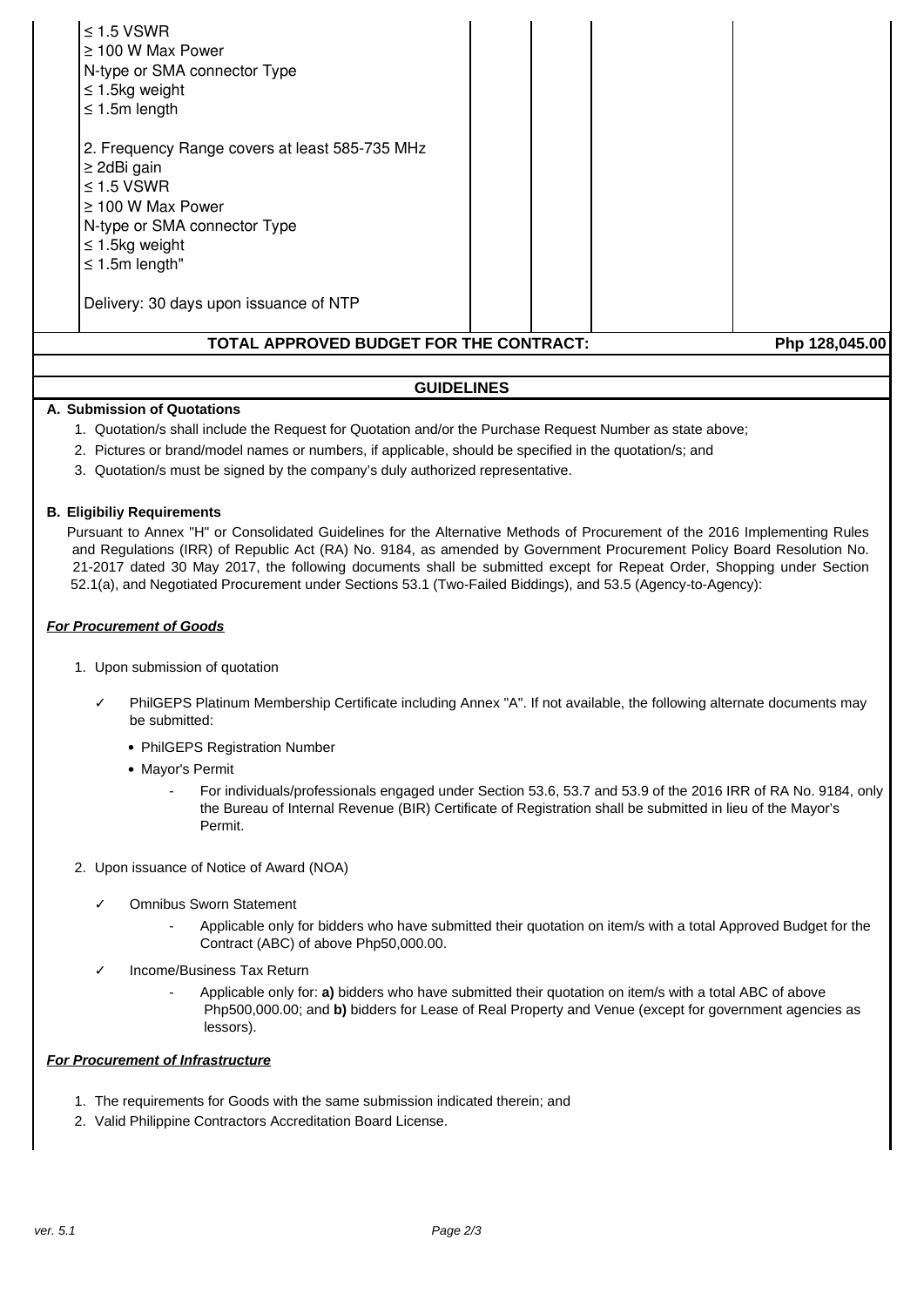| | | | | |
|---|---|---|---|---|
| ≤ 1.5 VSWR<br>≥ 100 W Max Power<br>N-type or SMA connector Type<br>≤ 1.5kg weight<br>≤ 1.5m length<br><br>2. Frequency Range covers at least 585-735 MHz<br>≥ 2dBi gain<br>≤ 1.5 VSWR<br>≥ 100 W Max Power<br>N-type or SMA connector Type<br>≤ 1.5kg weight<br>≤ 1.5m length"<br><br>Delivery: 30 days upon issuance of NTP | | | | |
| **TOTAL APPROVED BUDGET FOR THE CONTRACT:** | | | | **Php 128,045.00** |

## GUIDELINES

**A. Submission of Quotations**

1. Quotation/s shall include the Request for Quotation and/or the Purchase Request Number as state above;
2. Pictures or brand/model names or numbers, if applicable, should be specified in the quotation/s; and
3. Quotation/s must be signed by the company's duly authorized representative.

**B. Eligibiliy Requirements**

Pursuant to Annex "H" or Consolidated Guidelines for the Alternative Methods of Procurement of the 2016 Implementing Rules and Regulations (IRR) of Republic Act (RA) No. 9184, as amended by Government Procurement Policy Board Resolution No. 21-2017 dated 30 May 2017, the following documents shall be submitted except for Repeat Order, Shopping under Section 52.1(a), and Negotiated Procurement under Sections 53.1 (Two-Failed Biddings), and 53.5 (Agency-to-Agency):

***For Procurement of Goods***

1. Upon submission of quotation
   - ✓ PhilGEPS Platinum Membership Certificate including Annex "A". If not available, the following alternate documents may be submitted:
     - PhilGEPS Registration Number
     - Mayor's Permit
       - For individuals/professionals engaged under Section 53.6, 53.7 and 53.9 of the 2016 IRR of RA No. 9184, only the Bureau of Internal Revenue (BIR) Certificate of Registration shall be submitted in lieu of the Mayor's Permit.
2. Upon issuance of Notice of Award (NOA)
   - ✓ Omnibus Sworn Statement
     - Applicable only for bidders who have submitted their quotation on item/s with a total Approved Budget for the Contract (ABC) of above Php50,000.00.
   - ✓ Income/Business Tax Return
     - Applicable only for: **a)** bidders who have submitted their quotation on item/s with a total ABC of above Php500,000.00; and **b)** bidders for Lease of Real Property and Venue (except for government agencies as lessors).

***For Procurement of Infrastructure***

1. The requirements for Goods with the same submission indicated therein; and
2. Valid Philippine Contractors Accreditation Board License.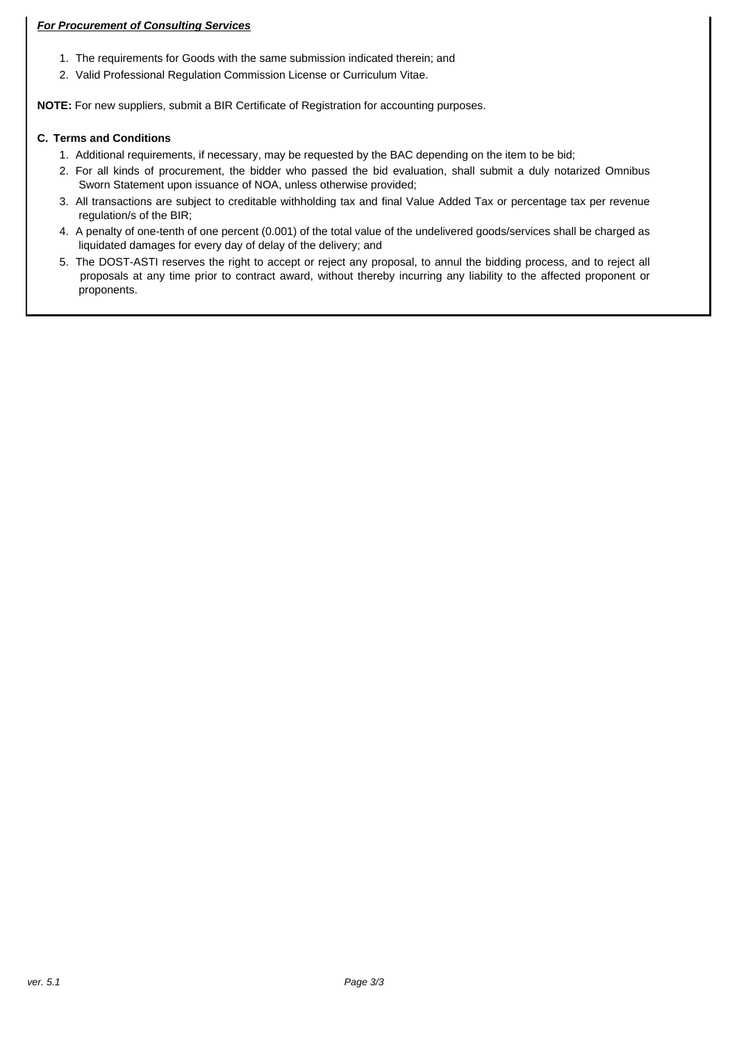***For Procurement of Consulting Services***

1. The requirements for Goods with the same submission indicated therein; and
2. Valid Professional Regulation Commission License or Curriculum Vitae.

**NOTE:** For new suppliers, submit a BIR Certificate of Registration for accounting purposes.

**C. Terms and Conditions**

1. Additional requirements, if necessary, may be requested by the BAC depending on the item to be bid;
2. For all kinds of procurement, the bidder who passed the bid evaluation, shall submit a duly notarized Omnibus Sworn Statement upon issuance of NOA, unless otherwise provided;
3. All transactions are subject to creditable withholding tax and final Value Added Tax or percentage tax per revenue regulation/s of the BIR;
4. A penalty of one-tenth of one percent (0.001) of the total value of the undelivered goods/services shall be charged as liquidated damages for every day of delay of the delivery; and
5. The DOST-ASTI reserves the right to accept or reject any proposal, to annul the bidding process, and to reject all proposals at any time prior to contract award, without thereby incurring any liability to the affected proponent or proponents.

*ver. 5.1*